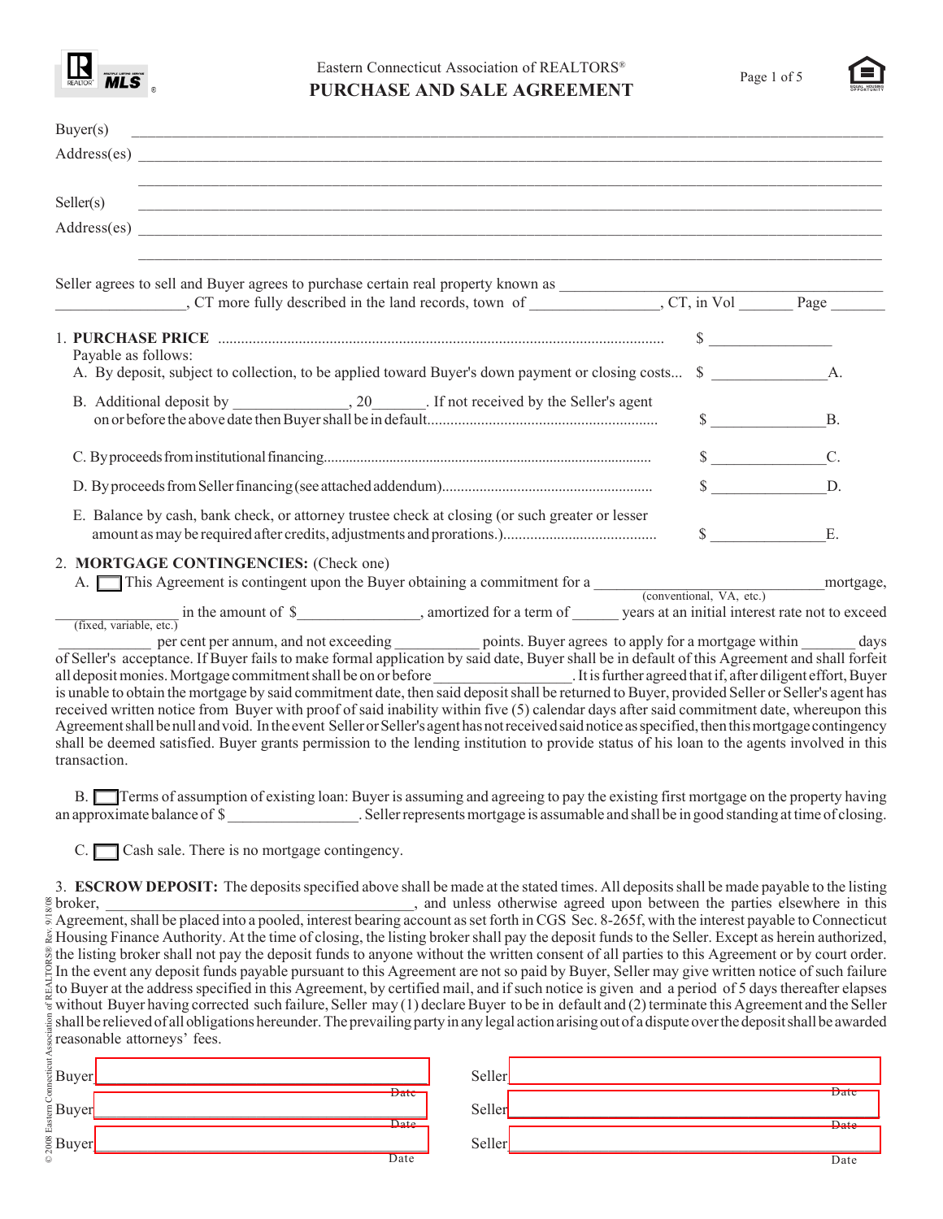Eastern Connecticut Association of REALTORS®

# PURCHASE AND SALE AGREEMENT

Buyer(s) ____________________________________________________________

Address(es) ____________________________________________________________

____________________________________________________________

Seller(s) ____________________________________________________________

Address(es) ____________________________________________________________

____________________________________________________________

Seller agrees to sell and Buyer agrees to purchase certain real property known as ______________________________ ________________, CT more fully described in the land records, town of ________________, CT, in Vol _______ Page _______

1. **PURCHASE PRICE** .................................................................... $ ______________

Payable as follows:

A. By deposit, subject to collection, to be applied toward Buyer's down payment or closing costs... $ ______________A.

B. Additional deposit by _______________, 20_______. If not received by the Seller's agent on or before the above date then Buyer shall be in default.......................... $ ______________B.

C. By proceeds from institutional financing.......................... $ ______________C.

D. By proceeds from Seller financing (see attached addendum).......................... $ ______________D.

E. Balance by cash, bank check, or attorney trustee check at closing (or such greater or lesser amount as may be required after credits, adjustments and prorations.)....................... $ ______________E.

2. **MORTGAGE CONTINGENCIES:** (Check one)

A. ☐ This Agreement is contingent upon the Buyer obtaining a commitment for a ____________________________ (conventional, VA, etc.) mortgage, ________________ (fixed, variable, etc.) in the amount of $________________, amortized for a term of ______ years at an initial interest rate not to exceed ______________ per cent per annum, and not exceeding ___________ points. Buyer agrees to apply for a mortgage within _______ days of Seller's acceptance. If Buyer fails to make formal application by said date, Buyer shall be in default of this Agreement and shall forfeit all deposit monies. Mortgage commitment shall be on or before __________________. It is further agreed that if, after diligent effort, Buyer is unable to obtain the mortgage by said commitment date, then said deposit shall be returned to Buyer, provided Seller or Seller's agent has received written notice from Buyer with proof of said inability within five (5) calendar days after said commitment date, whereupon this Agreement shall be null and void. In the event Seller or Seller's agent has not received said notice as specified, then this mortgage contingency shall be deemed satisfied. Buyer grants permission to the lending institution to provide status of his loan to the agents involved in this transaction.

B. ☐ Terms of assumption of existing loan: Buyer is assuming and agreeing to pay the existing first mortgage on the property having an approximate balance of $ _________________. Seller represents mortgage is assumable and shall be in good standing at time of closing.

C. ☐ Cash sale. There is no mortgage contingency.

3. **ESCROW DEPOSIT:** The deposits specified above shall be made at the stated times. All deposits shall be made payable to the listing broker, ________________________________________, and unless otherwise agreed upon between the parties elsewhere in this Agreement, shall be placed into a pooled, interest bearing account as set forth in CGS Sec. 8-265f, with the interest payable to Connecticut Housing Finance Authority. At the time of closing, the listing broker shall pay the deposit funds to the Seller. Except as herein authorized, the listing broker shall not pay the deposit funds to anyone without the written consent of all parties to this Agreement or by court order. In the event any deposit funds payable pursuant to this Agreement are not so paid by Buyer, Seller may give written notice of such failure to Buyer at the address specified in this Agreement, by certified mail, and if such notice is given and a period of 5 days thereafter elapses without Buyer having corrected such failure, Seller may (1) declare Buyer to be in default and (2) terminate this Agreement and the Seller shall be relieved of all obligations hereunder. The prevailing party in any legal action arising out of a dispute over the deposit shall be awarded reasonable attorneys' fees.

| | | | |
|---|---|---|---|
| Buyer ______________ | Date | Seller ______________ | Date |
| Buyer ______________ | Date | Seller ______________ | Date |
| Buyer ______________ | Date | Seller ______________ | Date |

© 2008 Eastern Connecticut Association of REALTORS® Rev. 9/18/08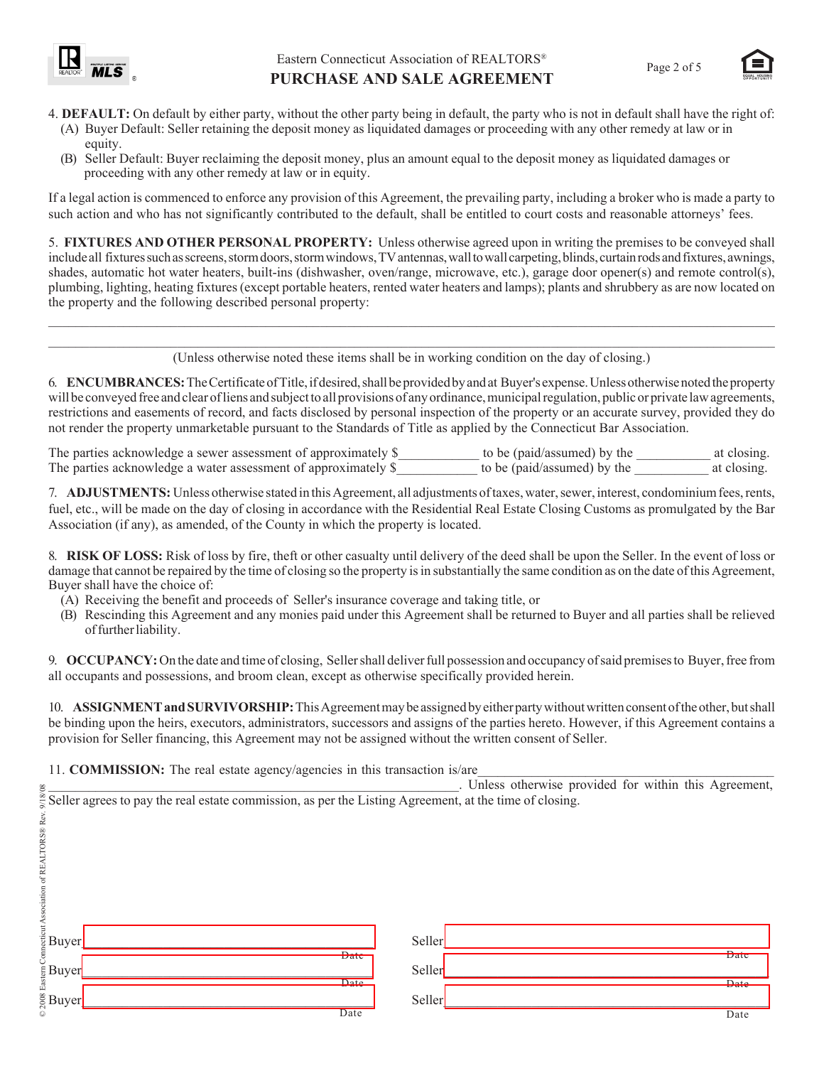4. **DEFAULT:** On default by either party, without the other party being in default, the party who is not in default shall have the right of:

(A) Buyer Default: Seller retaining the deposit money as liquidated damages or proceeding with any other remedy at law or in equity.

(B) Seller Default: Buyer reclaiming the deposit money, plus an amount equal to the deposit money as liquidated damages or proceeding with any other remedy at law or in equity.

If a legal action is commenced to enforce any provision of this Agreement, the prevailing party, including a broker who is made a party to such action and who has not significantly contributed to the default, shall be entitled to court costs and reasonable attorneys' fees.

5. **FIXTURES AND OTHER PERSONAL PROPERTY:** Unless otherwise agreed upon in writing the premises to be conveyed shall include all fixtures such as screens, storm doors, storm windows, TV antennas, wall to wall carpeting, blinds, curtain rods and fixtures, awnings, shades, automatic hot water heaters, built-ins (dishwasher, oven/range, microwave, etc.), garage door opener(s) and remote control(s), plumbing, lighting, heating fixtures (except portable heaters, rented water heaters and lamps); plants and shrubbery as are now located on the property and the following described personal property:

_______________________________________________________________________________________________

_______________________________________________________________________________________________

(Unless otherwise noted these items shall be in working condition on the day of closing.)

6. **ENCUMBRANCES:** The Certificate of Title, if desired, shall be provided by and at Buyer's expense. Unless otherwise noted the property will be conveyed free and clear of liens and subject to all provisions of any ordinance, municipal regulation, public or private law agreements, restrictions and easements of record, and facts disclosed by personal inspection of the property or an accurate survey, provided they do not render the property unmarketable pursuant to the Standards of Title as applied by the Connecticut Bar Association.

The parties acknowledge a sewer assessment of approximately $___________ to be (paid/assumed) by the __________ at closing.
The parties acknowledge a water assessment of approximately $___________ to be (paid/assumed) by the __________ at closing.

7. **ADJUSTMENTS:** Unless otherwise stated in this Agreement, all adjustments of taxes, water, sewer, interest, condominium fees, rents, fuel, etc., will be made on the day of closing in accordance with the Residential Real Estate Closing Customs as promulgated by the Bar Association (if any), as amended, of the County in which the property is located.

8. **RISK OF LOSS:** Risk of loss by fire, theft or other casualty until delivery of the deed shall be upon the Seller. In the event of loss or damage that cannot be repaired by the time of closing so the property is in substantially the same condition as on the date of this Agreement, Buyer shall have the choice of:

(A) Receiving the benefit and proceeds of Seller's insurance coverage and taking title, or

(B) Rescinding this Agreement and any monies paid under this Agreement shall be returned to Buyer and all parties shall be relieved of further liability.

9. **OCCUPANCY:** On the date and time of closing, Seller shall deliver full possession and occupancy of said premises to Buyer, free from all occupants and possessions, and broom clean, except as otherwise specifically provided herein.

10. **ASSIGNMENT and SURVIVORSHIP:** This Agreement may be assigned by either party without written consent of the other, but shall be binding upon the heirs, executors, administrators, successors and assigns of the parties hereto. However, if this Agreement contains a provision for Seller financing, this Agreement may not be assigned without the written consent of Seller.

11. **COMMISSION:** The real estate agency/agencies in this transaction is/are_____________________________________________ _____________________________________________________________. Unless otherwise provided for within this Agreement, Seller agrees to pay the real estate commission, as per the Listing Agreement, at the time of closing.

Buyer ______________________________ Date &nbsp;&nbsp;&nbsp;&nbsp; Seller ______________________________ Date

Buyer ______________________________ Date &nbsp;&nbsp;&nbsp;&nbsp; Seller ______________________________ Date

Buyer ______________________________ Date &nbsp;&nbsp;&nbsp;&nbsp; Seller ______________________________ Date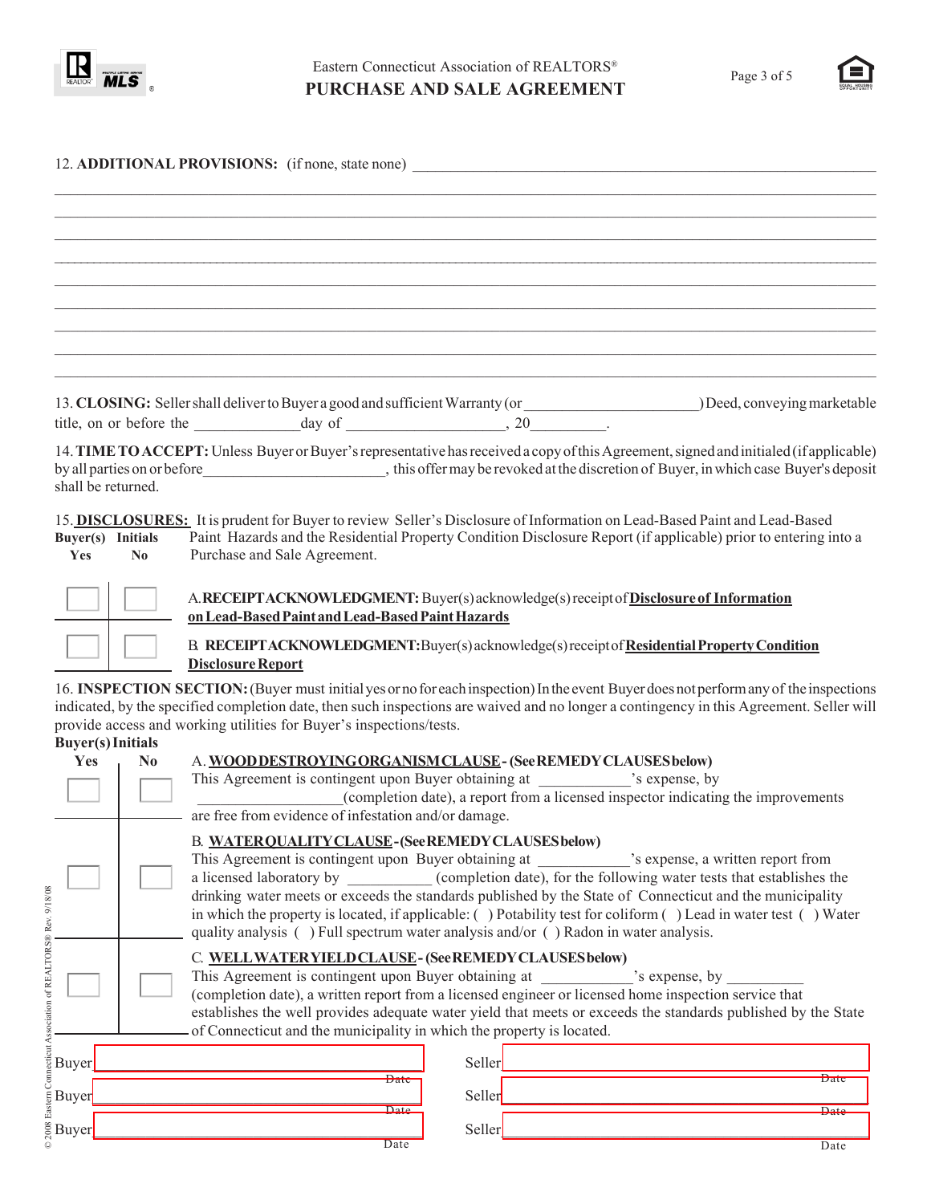Eastern Connecticut Association of REALTORS®

# PURCHASE AND SALE AGREEMENT

12. **ADDITIONAL PROVISIONS:** (if none, state none) ______________________________________________

_______________________________________________________________________________

_______________________________________________________________________________

_______________________________________________________________________________

_______________________________________________________________________________

_______________________________________________________________________________

_______________________________________________________________________________

_______________________________________________________________________________

_______________________________________________________________________________

_______________________________________________________________________________

13. **CLOSING:** Seller shall deliver to Buyer a good and sufficient Warranty (or ______________________) Deed, conveying marketable title, on or before the _____________day of ____________________, 20_________.

14. **TIME TO ACCEPT:** Unless Buyer or Buyer's representative has received a copy of this Agreement, signed and initialed (if applicable) by all parties on or before______________________, this offer may be revoked at the discretion of Buyer, in which case Buyer's deposit shall be returned.

15. **DISCLOSURES:** It is prudent for Buyer to review Seller's Disclosure of Information on Lead-Based Paint and Lead-Based Paint Hazards and the Residential Property Condition Disclosure Report (if applicable) prior to entering into a Purchase and Sale Agreement.

| Buyer(s) Initials Yes | No | |
|---|---|---|
| ☐ | ☐ | A. **RECEIPT ACKNOWLEDGMENT:** Buyer(s) acknowledge(s) receipt of **Disclosure of Information on Lead-Based Paint and Lead-Based Paint Hazards** |
| ☐ | ☐ | B. **RECEIPT ACKNOWLEDGMENT:** Buyer(s) acknowledge(s) receipt of **Residential Property Condition Disclosure Report** |

16. **INSPECTION SECTION:** (Buyer must initial yes or no for each inspection) In the event Buyer does not perform any of the inspections indicated, by the specified completion date, then such inspections are waived and no longer a contingency in this Agreement. Seller will provide access and working utilities for Buyer's inspections/tests.

| Buyer(s) Initials Yes | No | |
|---|---|---|
| ☐ | ☐ | A. **WOOD DESTROYING ORGANISM CLAUSE - (See REMEDY CLAUSES below)** This Agreement is contingent upon Buyer obtaining at ___________'s expense, by _________________(completion date), a report from a licensed inspector indicating the improvements are free from evidence of infestation and/or damage. |
| ☐ | ☐ | B. **WATER QUALITY CLAUSE - (See REMEDY CLAUSES below)** This Agreement is contingent upon Buyer obtaining at ___________'s expense, a written report from a licensed laboratory by __________ (completion date), for the following water tests that establishes the drinking water meets or exceeds the standards published by the State of Connecticut and the municipality in which the property is located, if applicable: ( ) Potability test for coliform ( ) Lead in water test ( ) Water quality analysis ( ) Full spectrum water analysis and/or ( ) Radon in water analysis. |
| ☐ | ☐ | C. **WELL WATER YIELD CLAUSE - (See REMEDY CLAUSES below)** This Agreement is contingent upon Buyer obtaining at ___________'s expense, by _________ (completion date), a written report from a licensed engineer or licensed home inspection service that establishes the well provides adequate water yield that meets or exceeds the standards published by the State of Connecticut and the municipality in which the property is located. |

| | | |
|---|---|---|
| Buyer ______________________ Date | | Seller ______________________ Date |
| Buyer ______________________ Date | | Seller ______________________ Date |
| Buyer ______________________ Date | | Seller ______________________ Date |

© 2008 Eastern Connecticut Association of REALTORS® Rev. 9/18/08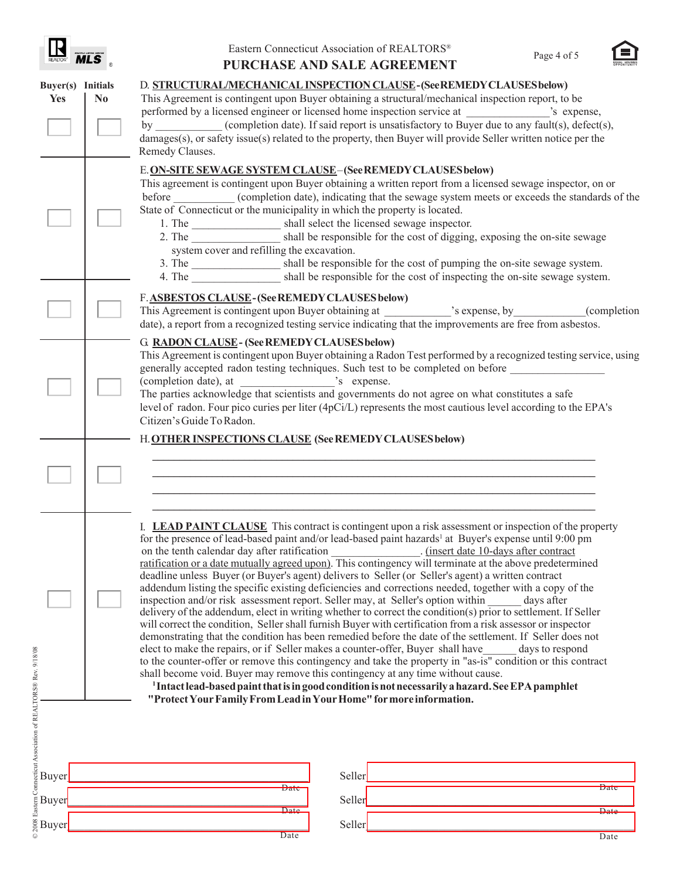**Eastern Connecticut Association of REALTORS®**

**PURCHASE AND SALE AGREEMENT**

| Buyer(s) Initials Yes | No | |
|---|---|---|
| ☐ | ☐ | D. **STRUCTURAL/MECHANICAL INSPECTION CLAUSE - (See REMEDY CLAUSES below)** This Agreement is contingent upon Buyer obtaining a structural/mechanical inspection report, to be performed by a licensed engineer or licensed home inspection service at _______________'s expense, by ____________ (completion date). If said report is unsatisfactory to Buyer due to any fault(s), defect(s), damages(s), or safety issue(s) related to the property, then Buyer will provide Seller written notice per the Remedy Clauses. |
| ☐ | ☐ | E. **ON-SITE SEWAGE SYSTEM CLAUSE – (See REMEDY CLAUSES below)** This agreement is contingent upon Buyer obtaining a written report from a licensed sewage inspector, on or before ___________ (completion date), indicating that the sewage system meets or exceeds the standards of the State of Connecticut or the municipality in which the property is located. 1. The ________________ shall select the licensed sewage inspector. 2. The ________________ shall be responsible for the cost of digging, exposing the on-site sewage system cover and refilling the excavation. 3. The ________________ shall be responsible for the cost of pumping the on-site sewage system. 4. The ________________ shall be responsible for the cost of inspecting the on-site sewage system. |
| ☐ | ☐ | F. **ASBESTOS CLAUSE - (See REMEDY CLAUSES below)** This Agreement is contingent upon Buyer obtaining at ____________'s expense, by_____________(completion date), a report from a recognized testing service indicating that the improvements are free from asbestos. |
| ☐ | ☐ | G. **RADON CLAUSE - (See REMEDY CLAUSES below)** This Agreement is contingent upon Buyer obtaining a Radon Test performed by a recognized testing service, using generally accepted radon testing techniques. Such test to be completed on before _________________ (completion date), at _________________'s expense. The parties acknowledge that scientists and governments do not agree on what constitutes a safe level of radon. Four pico curies per liter (4pCi/L) represents the most cautious level according to the EPA's Citizen's Guide To Radon. |
| ☐ | ☐ | H. **OTHER INSPECTIONS CLAUSE (See REMEDY CLAUSES below)** ______________________________ ______________________________ ______________________________ ______________________________ |
| ☐ | ☐ | I. **LEAD PAINT CLAUSE** This contract is contingent upon a risk assessment or inspection of the property for the presence of lead-based paint and/or lead-based paint hazards[1] at Buyer's expense until 9:00 pm on the tenth calendar day after ratification ________________. (insert date 10-days after contract ratification or a date mutually agreed upon). This contingency will terminate at the above predetermined deadline unless Buyer (or Buyer's agent) delivers to Seller (or Seller's agent) a written contract addendum listing the specific existing deficiencies and corrections needed, together with a copy of the inspection and/or risk assessment report. Seller may, at Seller's option within ______ days after delivery of the addendum, elect in writing whether to correct the condition(s) prior to settlement. If Seller will correct the condition, Seller shall furnish Buyer with certification from a risk assessor or inspector demonstrating that the condition has been remedied before the date of the settlement. If Seller does not elect to make the repairs, or if Seller makes a counter-offer, Buyer shall have______ days to respond to the counter-offer or remove this contingency and take the property in "as-is" condition or this contract shall become void. Buyer may remove this contingency at any time without cause. [1] **Intact lead-based paint that is in good condition is not necessarily a hazard. See EPA pamphlet "Protect Your Family From Lead in Your Home" for more information.** |

| | | | |
|---|---|---|---|
| Buyer | ______________________ Date | Seller | ______________________ Date |
| Buyer | ______________________ Date | Seller | ______________________ Date |
| Buyer | ______________________ Date | Seller | ______________________ Date |

© 2008 Eastern Connecticut Association of REALTORS® Rev. 9/18/08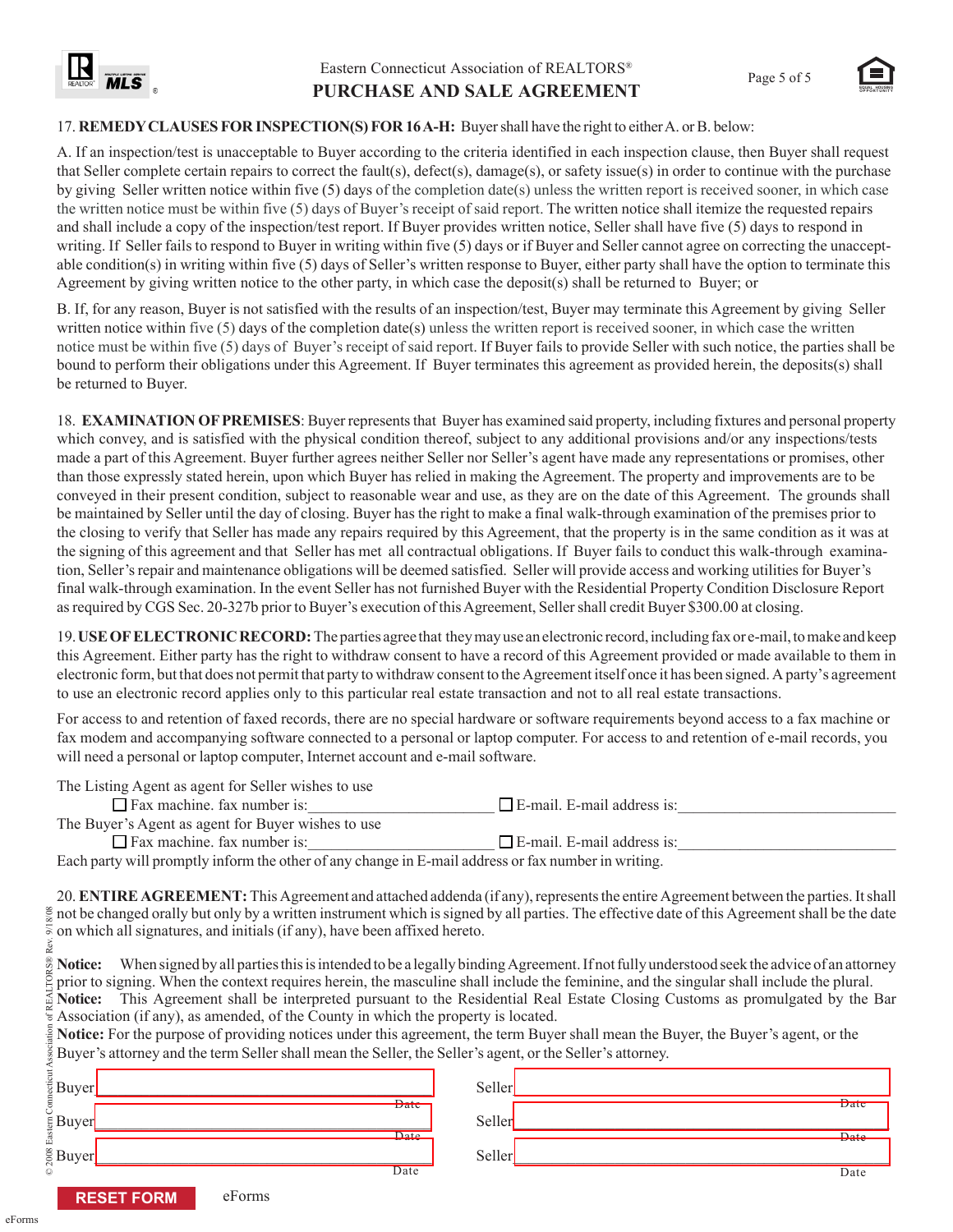Eastern Connecticut Association of REALTORS®

**PURCHASE AND SALE AGREEMENT**

17. **REMEDY CLAUSES FOR INSPECTION(S) FOR 16 A-H:** Buyer shall have the right to either A. or B. below:

A. If an inspection/test is unacceptable to Buyer according to the criteria identified in each inspection clause, then Buyer shall request that Seller complete certain repairs to correct the fault(s), defect(s), damage(s), or safety issue(s) in order to continue with the purchase by giving Seller written notice within five (5) days of the completion date(s) unless the written report is received sooner, in which case the written notice must be within five (5) days of Buyer's receipt of said report. The written notice shall itemize the requested repairs and shall include a copy of the inspection/test report. If Buyer provides written notice, Seller shall have five (5) days to respond in writing. If Seller fails to respond to Buyer in writing within five (5) days or if Buyer and Seller cannot agree on correcting the unacceptable condition(s) in writing within five (5) days of Seller's written response to Buyer, either party shall have the option to terminate this Agreement by giving written notice to the other party, in which case the deposit(s) shall be returned to Buyer; or

B. If, for any reason, Buyer is not satisfied with the results of an inspection/test, Buyer may terminate this Agreement by giving Seller written notice within five (5) days of the completion date(s) unless the written report is received sooner, in which case the written notice must be within five (5) days of Buyer's receipt of said report. If Buyer fails to provide Seller with such notice, the parties shall be bound to perform their obligations under this Agreement. If Buyer terminates this agreement as provided herein, the deposits(s) shall be returned to Buyer.

18. **EXAMINATION OF PREMISES**: Buyer represents that Buyer has examined said property, including fixtures and personal property which convey, and is satisfied with the physical condition thereof, subject to any additional provisions and/or any inspections/tests made a part of this Agreement. Buyer further agrees neither Seller nor Seller's agent have made any representations or promises, other than those expressly stated herein, upon which Buyer has relied in making the Agreement. The property and improvements are to be conveyed in their present condition, subject to reasonable wear and use, as they are on the date of this Agreement. The grounds shall be maintained by Seller until the day of closing. Buyer has the right to make a final walk-through examination of the premises prior to the closing to verify that Seller has made any repairs required by this Agreement, that the property is in the same condition as it was at the signing of this agreement and that Seller has met all contractual obligations. If Buyer fails to conduct this walk-through examination, Seller's repair and maintenance obligations will be deemed satisfied. Seller will provide access and working utilities for Buyer's final walk-through examination. In the event Seller has not furnished Buyer with the Residential Property Condition Disclosure Report as required by CGS Sec. 20-327b prior to Buyer's execution of this Agreement, Seller shall credit Buyer $300.00 at closing.

19. **USE OF ELECTRONIC RECORD:** The parties agree that they may use an electronic record, including fax or e-mail, to make and keep this Agreement. Either party has the right to withdraw consent to have a record of this Agreement provided or made available to them in electronic form, but that does not permit that party to withdraw consent to the Agreement itself once it has been signed. A party's agreement to use an electronic record applies only to this particular real estate transaction and not to all real estate transactions.

For access to and retention of faxed records, there are no special hardware or software requirements beyond access to a fax machine or fax modem and accompanying software connected to a personal or laptop computer. For access to and retention of e-mail records, you will need a personal or laptop computer, Internet account and e-mail software.

The Listing Agent as agent for Seller wishes to use
☐ Fax machine. fax number is:______________________ ☐ E-mail. E-mail address is:__________________________

The Buyer's Agent as agent for Buyer wishes to use
☐ Fax machine. fax number is:______________________ ☐ E-mail. E-mail address is:__________________________

Each party will promptly inform the other of any change in E-mail address or fax number in writing.

20. **ENTIRE AGREEMENT:** This Agreement and attached addenda (if any), represents the entire Agreement between the parties. It shall not be changed orally but only by a written instrument which is signed by all parties. The effective date of this Agreement shall be the date on which all signatures, and initials (if any), have been affixed hereto.

**Notice:** When signed by all parties this is intended to be a legally binding Agreement. If not fully understood seek the advice of an attorney prior to signing. When the context requires herein, the masculine shall include the feminine, and the singular shall include the plural.
**Notice:** This Agreement shall be interpreted pursuant to the Residential Real Estate Closing Customs as promulgated by the Bar Association (if any), as amended, of the County in which the property is located.
**Notice:** For the purpose of providing notices under this agreement, the term Buyer shall mean the Buyer, the Buyer's agent, or the Buyer's attorney and the term Seller shall mean the Seller, the Seller's agent, or the Seller's attorney.

Buyer ______________________________ Date  Seller ______________________________ Date

Buyer ______________________________ Date  Seller ______________________________ Date

Buyer ______________________________ Date  Seller ______________________________ Date

© 2008 Eastern Connecticut Association of REALTORS® Rev. 9/18/08

RESET FORM  eForms